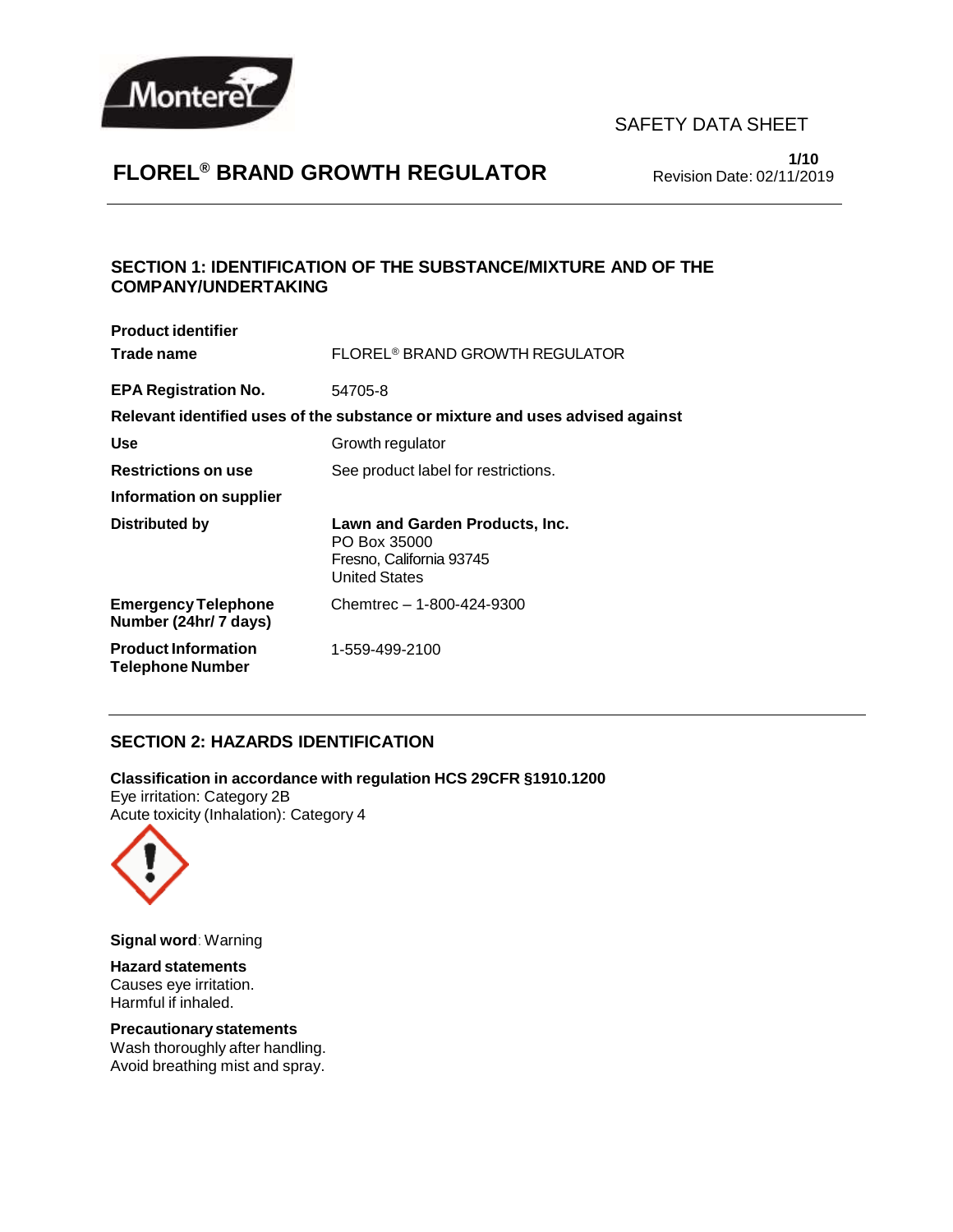SAFETY DATA SHEET

# FLOREL® BRAND GROWTH REGULATOR

Revision Date: 02/11/2019

## SECTION 1: IDENTIFICATION OF THE SUBSTANCE/MIXTURE AND OF THE COMPANY/UNDERTAKING

**Product identifier**

| | |
|---|---|
| **Trade name** | FLOREL® BRAND GROWTH REGULATOR |
| **EPA Registration No.** | 54705-8 |

**Relevant identified uses of the substance or mixture and uses advised against**

| | |
|---|---|
| **Use** | Growth regulator |
| **Restrictions on use** | See product label for restrictions. |

**Information on supplier**

| | |
|---|---|
| **Distributed by** | **Lawn and Garden Products, Inc.**<br>PO Box 35000<br>Fresno, California 93745<br>United States |
| **Emergency Telephone Number (24hr/ 7 days)** | Chemtrec – 1-800-424-9300 |
| **Product Information Telephone Number** | 1-559-499-2100 |

## SECTION 2: HAZARDS IDENTIFICATION

**Classification in accordance with regulation HCS 29CFR §1910.1200**
Eye irritation: Category 2B
Acute toxicity (Inhalation): Category 4

**Signal word**: Warning

**Hazard statements**
Causes eye irritation.
Harmful if inhaled.

**Precautionary statements**
Wash thoroughly after handling.
Avoid breathing mist and spray.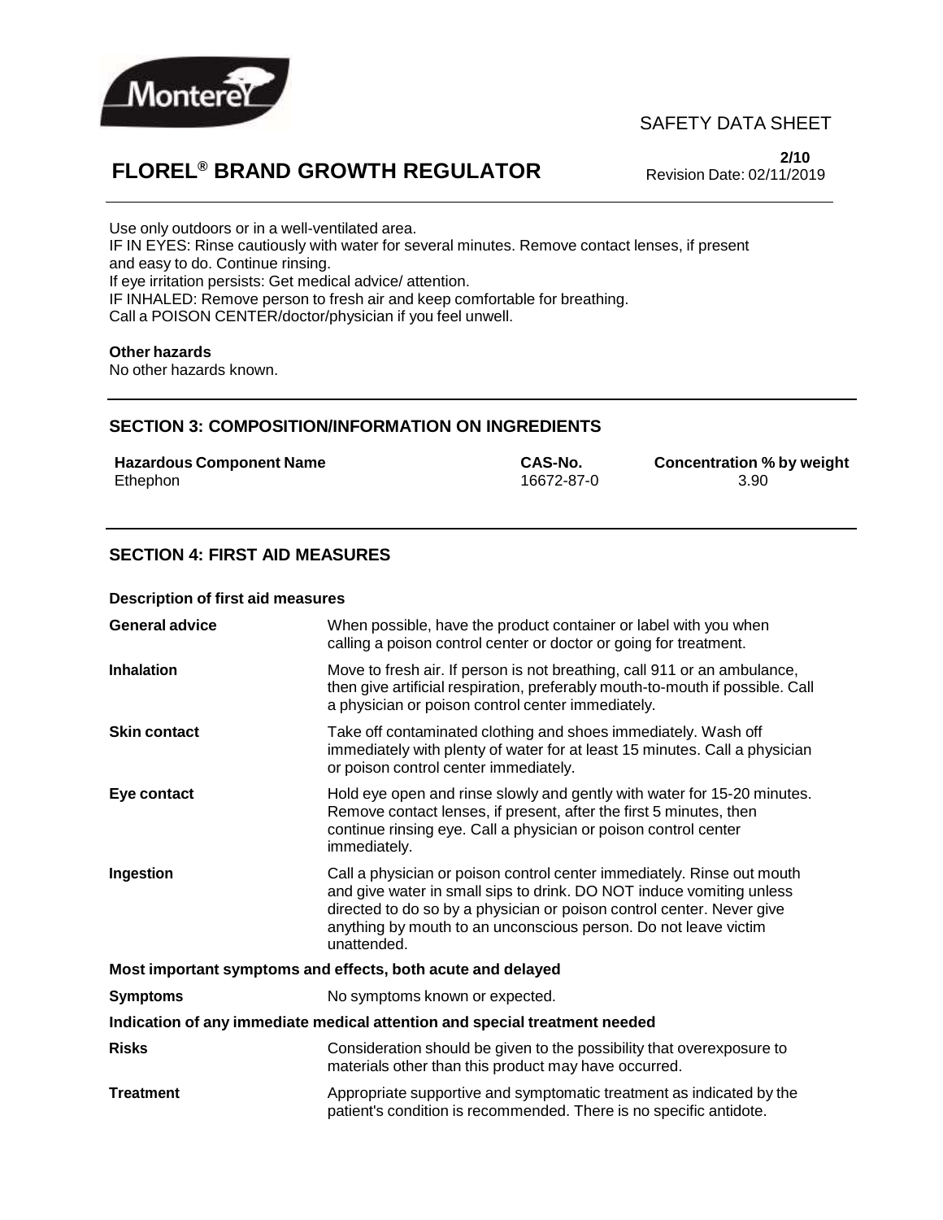Use only outdoors or in a well-ventilated area.
IF IN EYES: Rinse cautiously with water for several minutes. Remove contact lenses, if present and easy to do. Continue rinsing.
If eye irritation persists: Get medical advice/ attention.
IF INHALED: Remove person to fresh air and keep comfortable for breathing.
Call a POISON CENTER/doctor/physician if you feel unwell.

**Other hazards**
No other hazards known.

## SECTION 3: COMPOSITION/INFORMATION ON INGREDIENTS

| Hazardous Component Name | CAS-No. | Concentration % by weight |
|---|---|---|
| Ethephon | 16672-87-0 | 3.90 |

## SECTION 4: FIRST AID MEASURES

**Description of first aid measures**

| | |
|---|---|
| **General advice** | When possible, have the product container or label with you when calling a poison control center or doctor or going for treatment. |
| **Inhalation** | Move to fresh air. If person is not breathing, call 911 or an ambulance, then give artificial respiration, preferably mouth-to-mouth if possible. Call a physician or poison control center immediately. |
| **Skin contact** | Take off contaminated clothing and shoes immediately. Wash off immediately with plenty of water for at least 15 minutes. Call a physician or poison control center immediately. |
| **Eye contact** | Hold eye open and rinse slowly and gently with water for 15-20 minutes. Remove contact lenses, if present, after the first 5 minutes, then continue rinsing eye. Call a physician or poison control center immediately. |
| **Ingestion** | Call a physician or poison control center immediately. Rinse out mouth and give water in small sips to drink. DO NOT induce vomiting unless directed to do so by a physician or poison control center. Never give anything by mouth to an unconscious person. Do not leave victim unattended. |

**Most important symptoms and effects, both acute and delayed**

| | |
|---|---|
| **Symptoms** | No symptoms known or expected. |

**Indication of any immediate medical attention and special treatment needed**

| | |
|---|---|
| **Risks** | Consideration should be given to the possibility that overexposure to materials other than this product may have occurred. |
| **Treatment** | Appropriate supportive and symptomatic treatment as indicated by the patient's condition is recommended. There is no specific antidote. |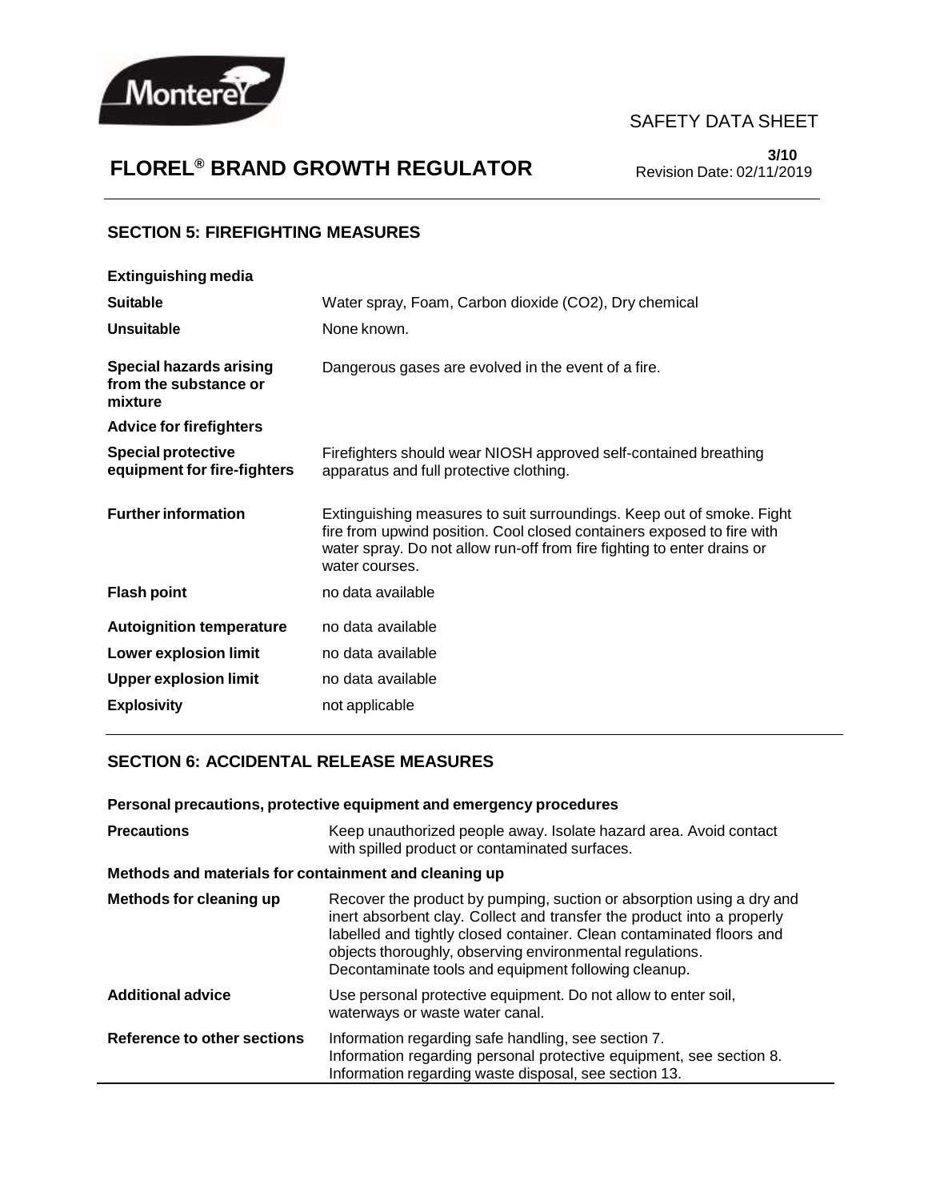## SECTION 5: FIREFIGHTING MEASURES

| | |
|---|---|
| **Extinguishing media** | |
| **Suitable** | Water spray, Foam, Carbon dioxide ($CO_2$), Dry chemical |
| **Unsuitable** | None known. |
| **Special hazards arising from the substance or mixture** | Dangerous gases are evolved in the event of a fire. |
| **Advice for firefighters** | |
| **Special protective equipment for fire-fighters** | Firefighters should wear NIOSH approved self-contained breathing apparatus and full protective clothing. |
| **Further information** | Extinguishing measures to suit surroundings. Keep out of smoke. Fight fire from upwind position. Cool closed containers exposed to fire with water spray. Do not allow run-off from fire fighting to enter drains or water courses. |
| **Flash point** | no data available |
| **Autoignition temperature** | no data available |
| **Lower explosion limit** | no data available |
| **Upper explosion limit** | no data available |
| **Explosivity** | not applicable |

## SECTION 6: ACCIDENTAL RELEASE MEASURES

**Personal precautions, protective equipment and emergency procedures**

| | |
|---|---|
| **Precautions** | Keep unauthorized people away. Isolate hazard area. Avoid contact with spilled product or contaminated surfaces. |

**Methods and materials for containment and cleaning up**

| | |
|---|---|
| **Methods for cleaning up** | Recover the product by pumping, suction or absorption using a dry and inert absorbent clay. Collect and transfer the product into a properly labelled and tightly closed container. Clean contaminated floors and objects thoroughly, observing environmental regulations. Decontaminate tools and equipment following cleanup. |
| **Additional advice** | Use personal protective equipment. Do not allow to enter soil, waterways or waste water canal. |
| **Reference to other sections** | Information regarding safe handling, see section 7.<br>Information regarding personal protective equipment, see section 8.<br>Information regarding waste disposal, see section 13. |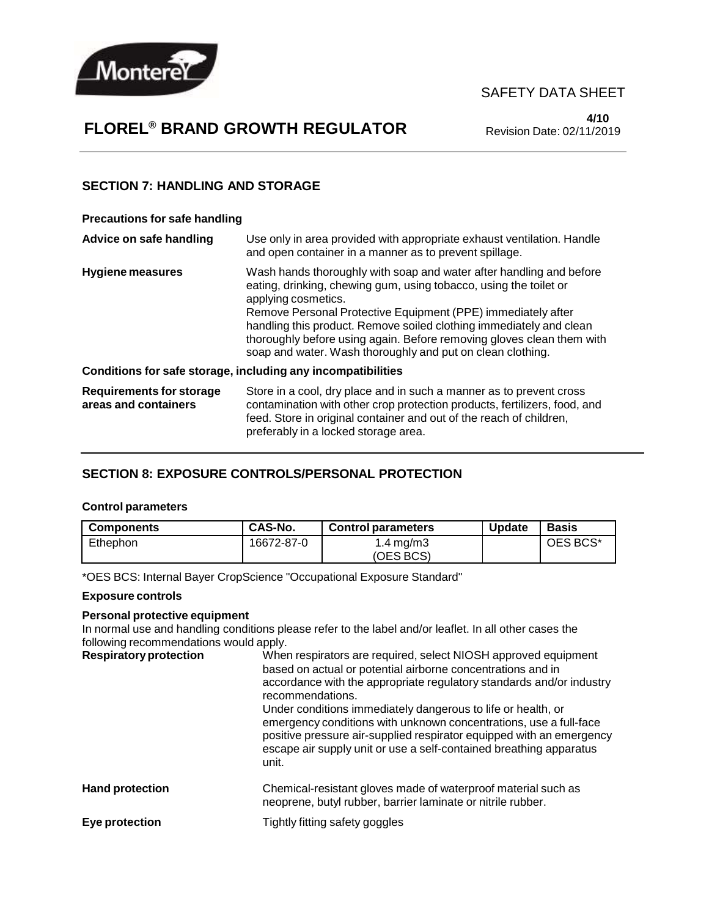## SECTION 7: HANDLING AND STORAGE

**Precautions for safe handling**

**Advice on safe handling** Use only in area provided with appropriate exhaust ventilation. Handle and open container in a manner as to prevent spillage.

**Hygiene measures** Wash hands thoroughly with soap and water after handling and before eating, drinking, chewing gum, using tobacco, using the toilet or applying cosmetics.
Remove Personal Protective Equipment (PPE) immediately after handling this product. Remove soiled clothing immediately and clean thoroughly before using again. Before removing gloves clean them with soap and water. Wash thoroughly and put on clean clothing.

**Conditions for safe storage, including any incompatibilities**

**Requirements for storage areas and containers** Store in a cool, dry place and in such a manner as to prevent cross contamination with other crop protection products, fertilizers, food, and feed. Store in original container and out of the reach of children, preferably in a locked storage area.

## SECTION 8: EXPOSURE CONTROLS/PERSONAL PROTECTION

**Control parameters**

| Components | CAS-No. | Control parameters | Update | Basis |
|---|---|---|---|---|
| Ethephon | 16672-87-0 | 1.4 mg/m3 (OES BCS) | | OES BCS* |

*OES BCS: Internal Bayer CropScience "Occupational Exposure Standard"

**Exposure controls**

**Personal protective equipment**

In normal use and handling conditions please refer to the label and/or leaflet. In all other cases the following recommendations would apply.

**Respiratory protection** When respirators are required, select NIOSH approved equipment based on actual or potential airborne concentrations and in accordance with the appropriate regulatory standards and/or industry recommendations.
Under conditions immediately dangerous to life or health, or emergency conditions with unknown concentrations, use a full-face positive pressure air-supplied respirator equipped with an emergency escape air supply unit or use a self-contained breathing apparatus unit.

**Hand protection** Chemical-resistant gloves made of waterproof material such as neoprene, butyl rubber, barrier laminate or nitrile rubber.

**Eye protection** Tightly fitting safety goggles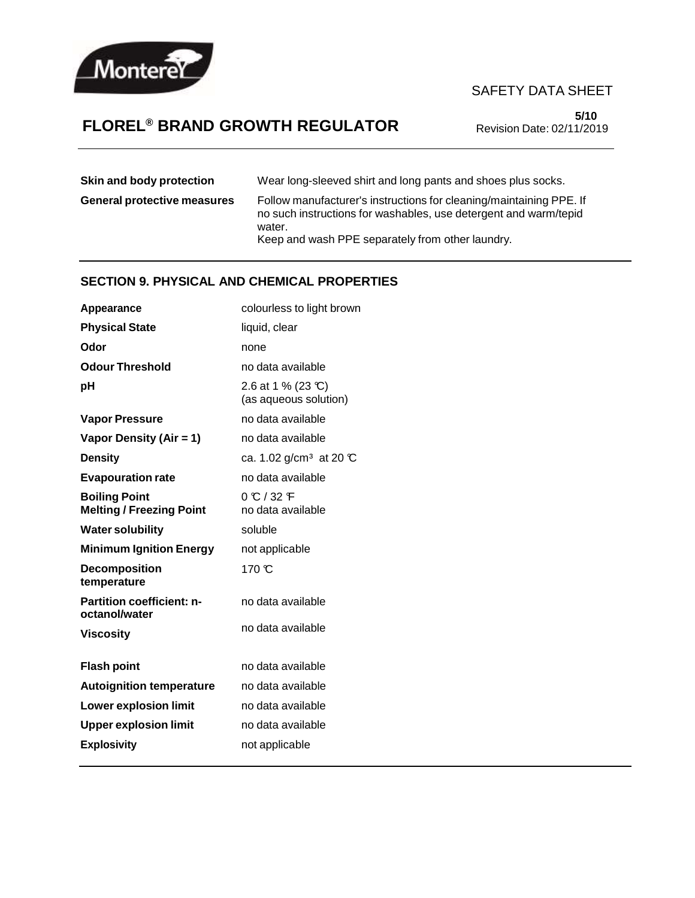| | |
|---|---|
| **Skin and body protection** | Wear long-sleeved shirt and long pants and shoes plus socks. |
| **General protective measures** | Follow manufacturer's instructions for cleaning/maintaining PPE. If no such instructions for washables, use detergent and warm/tepid water.<br>Keep and wash PPE separately from other laundry. |

## SECTION 9. PHYSICAL AND CHEMICAL PROPERTIES

| | |
|---|---|
| **Appearance** | colourless to light brown |
| **Physical State** | liquid, clear |
| **Odor** | none |
| **Odour Threshold** | no data available |
| **pH** | 2.6 at 1 % (23 ℃)<br>(as aqueous solution) |
| **Vapor Pressure** | no data available |
| **Vapor Density (Air = 1)** | no data available |
| **Density** | ca. 1.02 g/cm³ at 20 ℃ |
| **Evapouration rate** | no data available |
| **Boiling Point** | 0 ℃ / 32 ℉ |
| **Melting / Freezing Point** | no data available |
| **Water solubility** | soluble |
| **Minimum Ignition Energy** | not applicable |
| **Decomposition temperature** | 170 ℃ |
| **Partition coefficient: n-octanol/water** | no data available |
| **Viscosity** | no data available |
| **Flash point** | no data available |
| **Autoignition temperature** | no data available |
| **Lower explosion limit** | no data available |
| **Upper explosion limit** | no data available |
| **Explosivity** | not applicable |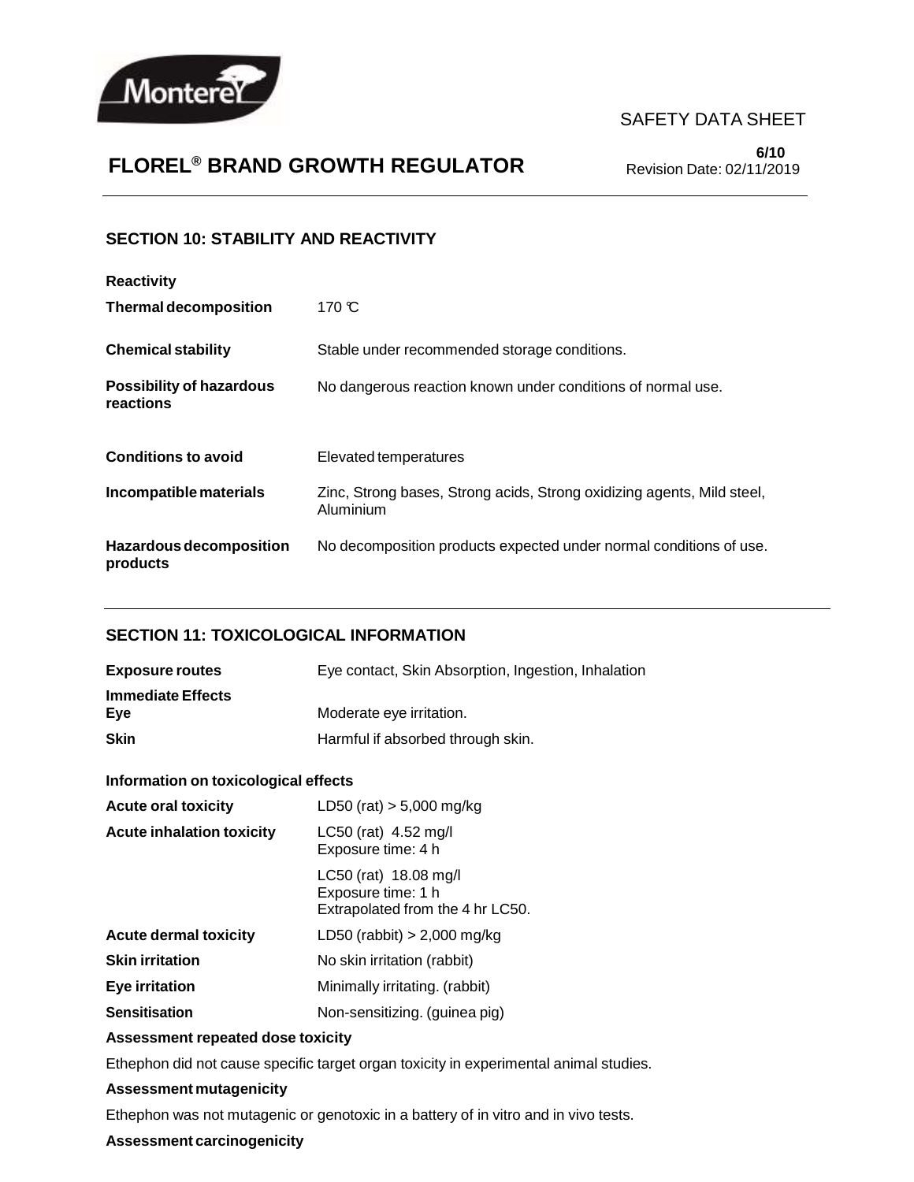## SECTION 10: STABILITY AND REACTIVITY

**Reactivity**

| | |
|---|---|
| **Thermal decomposition** | 170 ℃ |
| **Chemical stability** | Stable under recommended storage conditions. |
| **Possibility of hazardous reactions** | No dangerous reaction known under conditions of normal use. |
| **Conditions to avoid** | Elevated temperatures |
| **Incompatible materials** | Zinc, Strong bases, Strong acids, Strong oxidizing agents, Mild steel, Aluminium |
| **Hazardous decomposition products** | No decomposition products expected under normal conditions of use. |

## SECTION 11: TOXICOLOGICAL INFORMATION

| | |
|---|---|
| **Exposure routes** | Eye contact, Skin Absorption, Ingestion, Inhalation |

**Immediate Effects**

| | |
|---|---|
| **Eye** | Moderate eye irritation. |
| **Skin** | Harmful if absorbed through skin. |

**Information on toxicological effects**

| | |
|---|---|
| **Acute oral toxicity** | LD50 (rat) > 5,000 mg/kg |
| **Acute inhalation toxicity** | LC50 (rat) 4.52 mg/l<br>Exposure time: 4 h |
| | LC50 (rat) 18.08 mg/l<br>Exposure time: 1 h<br>Extrapolated from the 4 hr LC50. |
| **Acute dermal toxicity** | LD50 (rabbit) > 2,000 mg/kg |
| **Skin irritation** | No skin irritation (rabbit) |
| **Eye irritation** | Minimally irritating. (rabbit) |
| **Sensitisation** | Non-sensitizing. (guinea pig) |

**Assessment repeated dose toxicity**

Ethephon did not cause specific target organ toxicity in experimental animal studies.

**Assessment mutagenicity**

Ethephon was not mutagenic or genotoxic in a battery of in vitro and in vivo tests.

**Assessment carcinogenicity**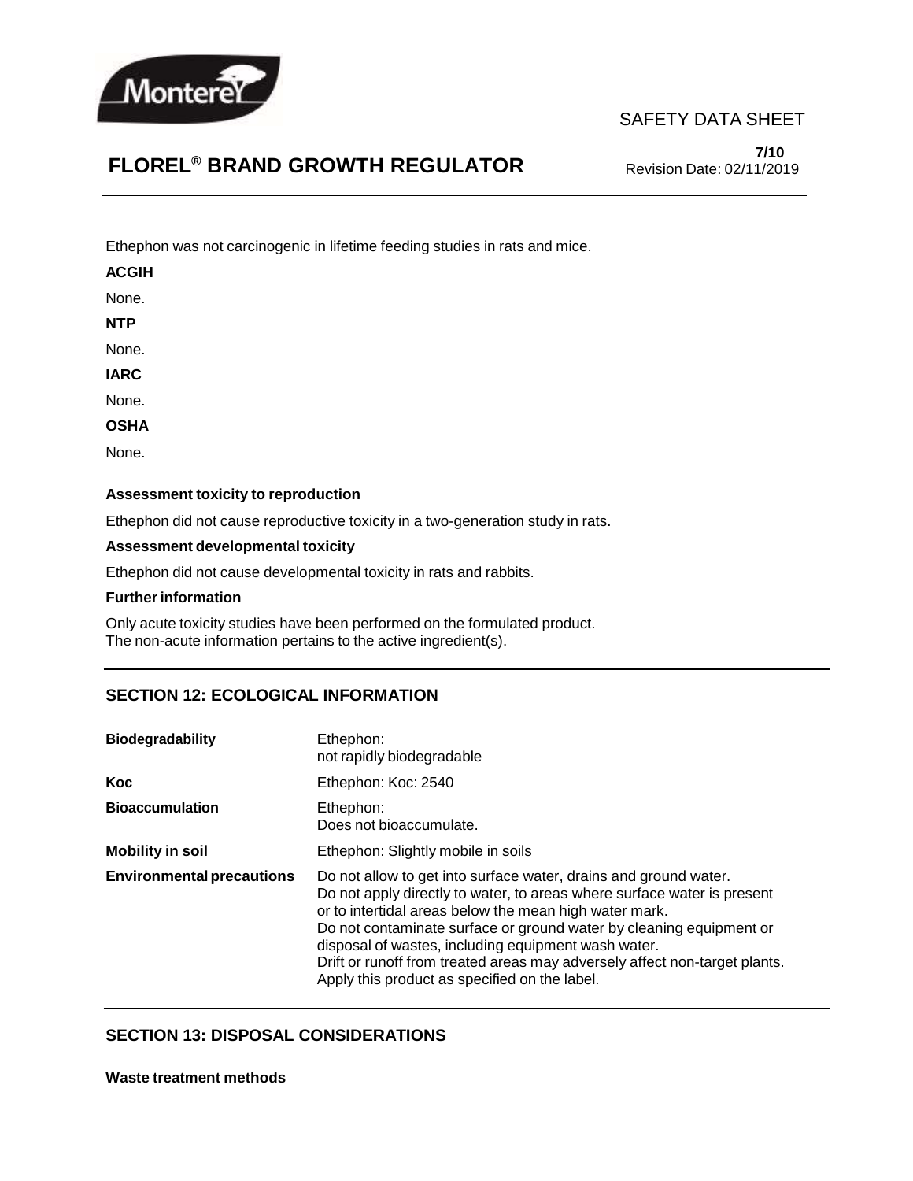Ethephon was not carcinogenic in lifetime feeding studies in rats and mice.

**ACGIH**

None.

**NTP**

None.

**IARC**

None.

**OSHA**

None.

**Assessment toxicity to reproduction**

Ethephon did not cause reproductive toxicity in a two-generation study in rats.

**Assessment developmental toxicity**

Ethephon did not cause developmental toxicity in rats and rabbits.

**Further information**

Only acute toxicity studies have been performed on the formulated product.
The non-acute information pertains to the active ingredient(s).

## SECTION 12: ECOLOGICAL INFORMATION

| | |
|---|---|
| **Biodegradability** | Ethephon:<br>not rapidly biodegradable |
| **Koc** | Ethephon: Koc: 2540 |
| **Bioaccumulation** | Ethephon:<br>Does not bioaccumulate. |
| **Mobility in soil** | Ethephon: Slightly mobile in soils |
| **Environmental precautions** | Do not allow to get into surface water, drains and ground water.<br>Do not apply directly to water, to areas where surface water is present or to intertidal areas below the mean high water mark.<br>Do not contaminate surface or ground water by cleaning equipment or disposal of wastes, including equipment wash water.<br>Drift or runoff from treated areas may adversely affect non-target plants.<br>Apply this product as specified on the label. |

## SECTION 13: DISPOSAL CONSIDERATIONS

**Waste treatment methods**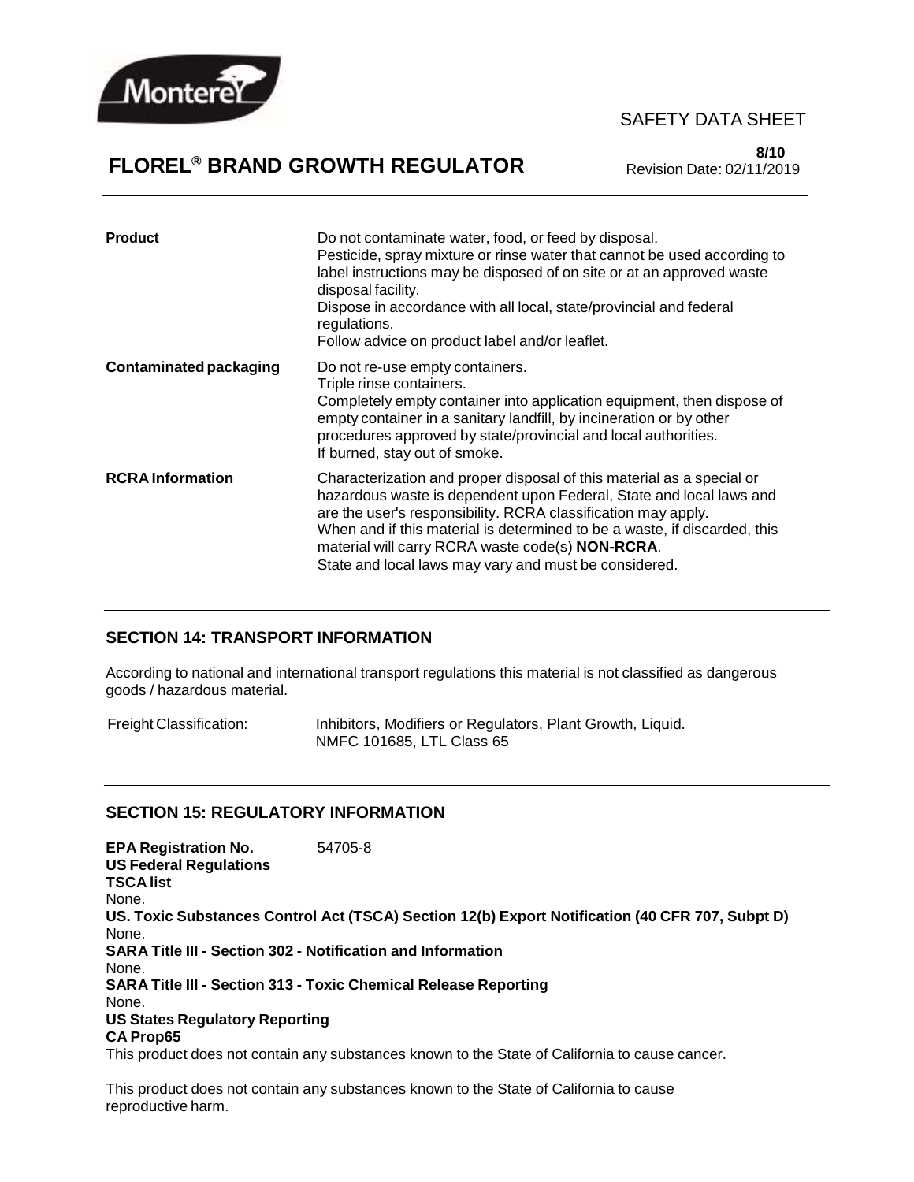| | |
|---|---|
| **Product** | Do not contaminate water, food, or feed by disposal.<br>Pesticide, spray mixture or rinse water that cannot be used according to label instructions may be disposed of on site or at an approved waste disposal facility.<br>Dispose in accordance with all local, state/provincial and federal regulations.<br>Follow advice on product label and/or leaflet. |
| **Contaminated packaging** | Do not re-use empty containers.<br>Triple rinse containers.<br>Completely empty container into application equipment, then dispose of empty container in a sanitary landfill, by incineration or by other procedures approved by state/provincial and local authorities.<br>If burned, stay out of smoke. |
| **RCRA Information** | Characterization and proper disposal of this material as a special or hazardous waste is dependent upon Federal, State and local laws and are the user's responsibility. RCRA classification may apply.<br>When and if this material is determined to be a waste, if discarded, this material will carry RCRA waste code(s) **NON-RCRA**.<br>State and local laws may vary and must be considered. |

## SECTION 14: TRANSPORT INFORMATION

According to national and international transport regulations this material is not classified as dangerous goods / hazardous material.

| | |
|---|---|
| Freight Classification: | Inhibitors, Modifiers or Regulators, Plant Growth, Liquid.<br>NMFC 101685, LTL Class 65 |

## SECTION 15: REGULATORY INFORMATION

**EPA Registration No.** 54705-8

**US Federal Regulations**

**TSCA list**

None.

**US. Toxic Substances Control Act (TSCA) Section 12(b) Export Notification (40 CFR 707, Subpt D)**

None.

**SARA Title III - Section 302 - Notification and Information**

None.

**SARA Title III - Section 313 - Toxic Chemical Release Reporting**

None.

**US States Regulatory Reporting**

**CA Prop65**

This product does not contain any substances known to the State of California to cause cancer.

This product does not contain any substances known to the State of California to cause reproductive harm.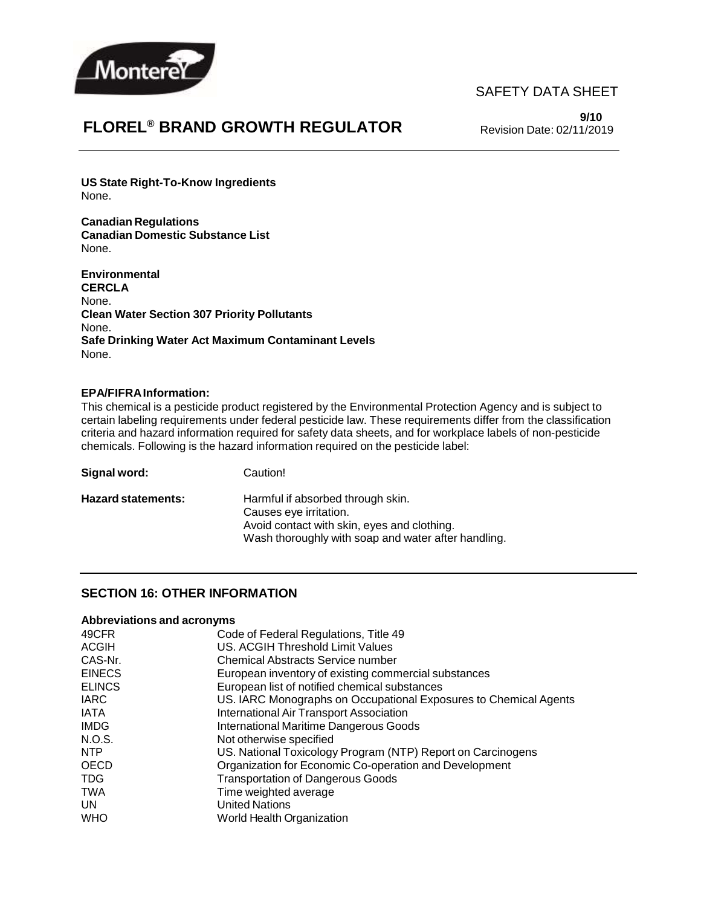**US State Right-To-Know Ingredients**
None.

**Canadian Regulations**
**Canadian Domestic Substance List**
None.

**Environmental**
**CERCLA**
None.
**Clean Water Section 307 Priority Pollutants**
None.
**Safe Drinking Water Act Maximum Contaminant Levels**
None.

**EPA/FIFRA Information:**
This chemical is a pesticide product registered by the Environmental Protection Agency and is subject to certain labeling requirements under federal pesticide law. These requirements differ from the classification criteria and hazard information required for safety data sheets, and for workplace labels of non-pesticide chemicals. Following is the hazard information required on the pesticide label:

**Signal word:** Caution!

**Hazard statements:**
Harmful if absorbed through skin.
Causes eye irritation.
Avoid contact with skin, eyes and clothing.
Wash thoroughly with soap and water after handling.

## SECTION 16: OTHER INFORMATION

**Abbreviations and acronyms**

| | |
|---|---|
| 49CFR | Code of Federal Regulations, Title 49 |
| ACGIH | US. ACGIH Threshold Limit Values |
| CAS-Nr. | Chemical Abstracts Service number |
| EINECS | European inventory of existing commercial substances |
| ELINCS | European list of notified chemical substances |
| IARC | US. IARC Monographs on Occupational Exposures to Chemical Agents |
| IATA | International Air Transport Association |
| IMDG | International Maritime Dangerous Goods |
| N.O.S. | Not otherwise specified |
| NTP | US. National Toxicology Program (NTP) Report on Carcinogens |
| OECD | Organization for Economic Co-operation and Development |
| TDG | Transportation of Dangerous Goods |
| TWA | Time weighted average |
| UN | United Nations |
| WHO | World Health Organization |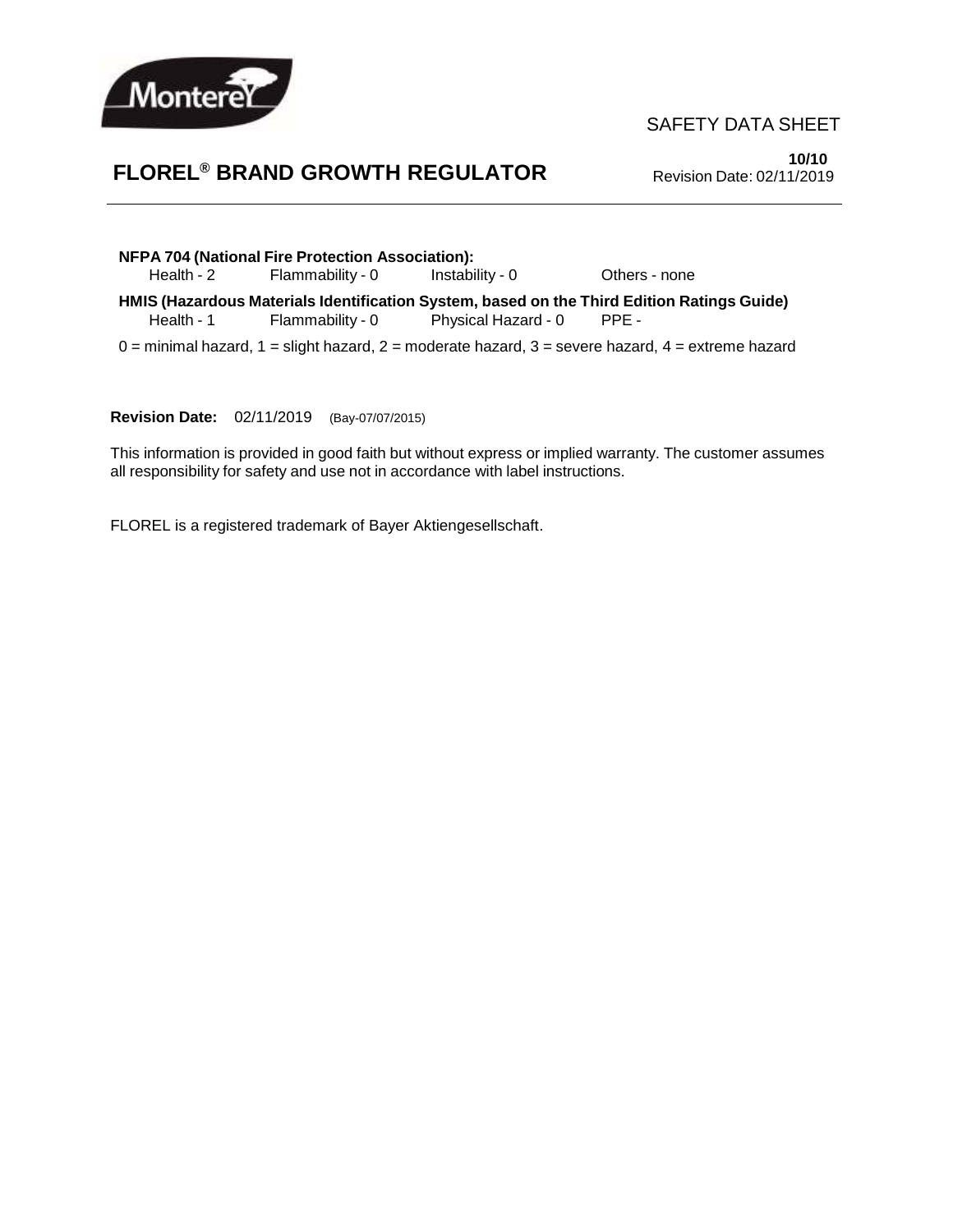**NFPA 704 (National Fire Protection Association):**

| | | | |
|---|---|---|---|
| Health - 2 | Flammability - 0 | Instability - 0 | Others - none |

**HMIS (Hazardous Materials Identification System, based on the Third Edition Ratings Guide)**

| | | | |
|---|---|---|---|
| Health - 1 | Flammability - 0 | Physical Hazard - 0 | PPE - |

0 = minimal hazard, 1 = slight hazard, 2 = moderate hazard, 3 = severe hazard, 4 = extreme hazard

**Revision Date:** 02/11/2019 (Bay-07/07/2015)

This information is provided in good faith but without express or implied warranty. The customer assumes all responsibility for safety and use not in accordance with label instructions.

FLOREL is a registered trademark of Bayer Aktiengesellschaft.